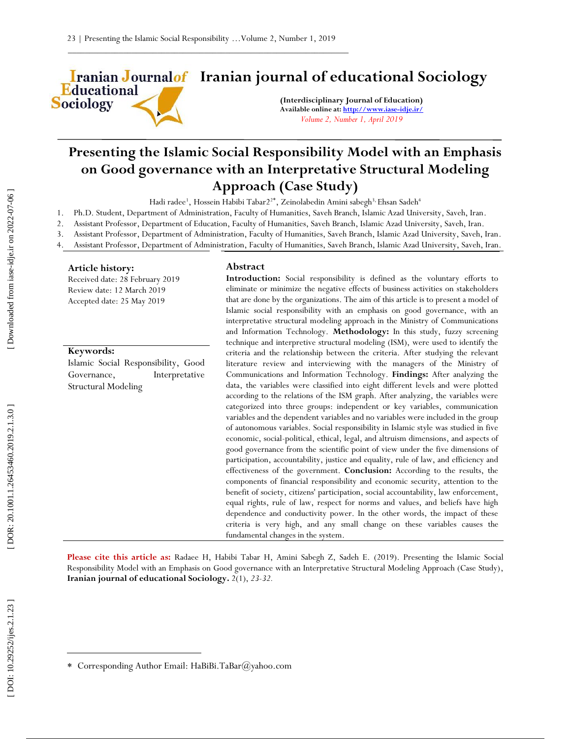# Iranian journal of educational Sociology

**(Interdisciplinary Journal of Education)**
**Available online at: http://www.iase-idje.ir/**
*Volume 2, Number 1, April 2019*

# Presenting the Islamic Social Responsibility Model with an Emphasis on Good governance with an Interpretative Structural Modeling Approach (Case Study)

Hadi radee[1], Hossein Habibi Tabar2[2*], Zeinolabedin Amini sabegh[3], Ehsan Sadeh[4]

1. Ph.D. Student, Department of Administration, Faculty of Humanities, Saveh Branch, Islamic Azad University, Saveh, Iran.
2. Assistant Professor, Department of Education, Faculty of Humanities, Saveh Branch, Islamic Azad University, Saveh, Iran.
3. Assistant Professor, Department of Administration, Faculty of Humanities, Saveh Branch, Islamic Azad University, Saveh, Iran.
4. Assistant Professor, Department of Administration, Faculty of Humanities, Saveh Branch, Islamic Azad University, Saveh, Iran.

**Article history:**
Received date: 28 February 2019
Review date: 12 March 2019
Accepted date: 25 May 2019

**Keywords:**
Islamic Social Responsibility, Good Governance, Interpretative Structural Modeling

## Abstract

**Introduction:** Social responsibility is defined as the voluntary efforts to eliminate or minimize the negative effects of business activities on stakeholders that are done by the organizations. The aim of this article is to present a model of Islamic social responsibility with an emphasis on good governance, with an interpretative structural modeling approach in the Ministry of Communications and Information Technology. **Methodology:** In this study, fuzzy screening technique and interpretive structural modeling (ISM), were used to identify the criteria and the relationship between the criteria. After studying the relevant literature review and interviewing with the managers of the Ministry of Communications and Information Technology. **Findings:** After analyzing the data, the variables were classified into eight different levels and were plotted according to the relations of the ISM graph. After analyzing, the variables were categorized into three groups: independent or key variables, communication variables and the dependent variables and no variables were included in the group of autonomous variables. Social responsibility in Islamic style was studied in five economic, social-political, ethical, legal, and altruism dimensions, and aspects of good governance from the scientific point of view under the five dimensions of participation, accountability, justice and equality, rule of law, and efficiency and effectiveness of the government. **Conclusion:** According to the results, the components of financial responsibility and economic security, attention to the benefit of society, citizens' participation, social accountability, law enforcement, equal rights, rule of law, respect for norms and values, and beliefs have high dependence and conductivity power. In the other words, the impact of these criteria is very high, and any small change on these variables causes the fundamental changes in the system.

**Please cite this article as:** Radaee H, Habibi Tabar H, Amini Sabegh Z, Sadeh E. (2019). Presenting the Islamic Social Responsibility Model with an Emphasis on Good governance with an Interpretative Structural Modeling Approach (Case Study), **Iranian journal of educational Sociology.** 2(1), *23-32.*

\* Corresponding Author Email: HaBiBi.TaBar@yahoo.com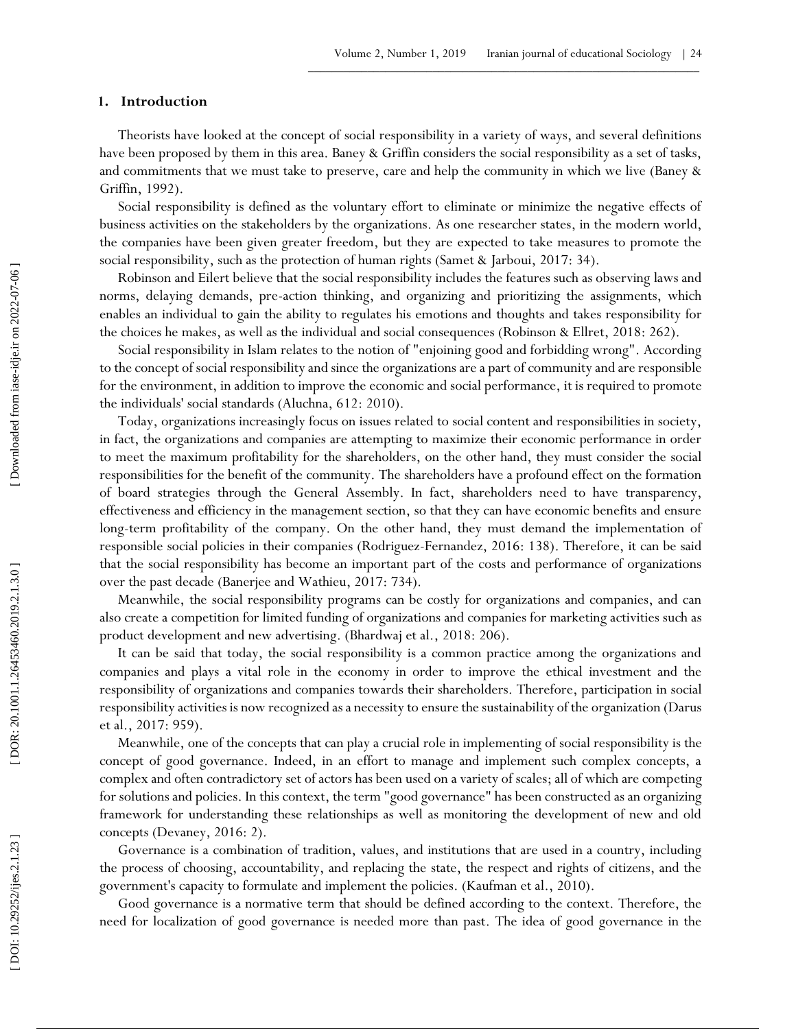## 1. Introduction

Theorists have looked at the concept of social responsibility in a variety of ways, and several definitions have been proposed by them in this area. Baney & Griffin considers the social responsibility as a set of tasks, and commitments that we must take to preserve, care and help the community in which we live (Baney & Griffin, 1992).

Social responsibility is defined as the voluntary effort to eliminate or minimize the negative effects of business activities on the stakeholders by the organizations. As one researcher states, in the modern world, the companies have been given greater freedom, but they are expected to take measures to promote the social responsibility, such as the protection of human rights (Samet & Jarboui, 2017: 34).

Robinson and Eilert believe that the social responsibility includes the features such as observing laws and norms, delaying demands, pre-action thinking, and organizing and prioritizing the assignments, which enables an individual to gain the ability to regulates his emotions and thoughts and takes responsibility for the choices he makes, as well as the individual and social consequences (Robinson & Ellret, 2018: 262).

Social responsibility in Islam relates to the notion of "enjoining good and forbidding wrong". According to the concept of social responsibility and since the organizations are a part of community and are responsible for the environment, in addition to improve the economic and social performance, it is required to promote the individuals' social standards (Aluchna, 612: 2010).

Today, organizations increasingly focus on issues related to social content and responsibilities in society, in fact, the organizations and companies are attempting to maximize their economic performance in order to meet the maximum profitability for the shareholders, on the other hand, they must consider the social responsibilities for the benefit of the community. The shareholders have a profound effect on the formation of board strategies through the General Assembly. In fact, shareholders need to have transparency, effectiveness and efficiency in the management section, so that they can have economic benefits and ensure long-term profitability of the company. On the other hand, they must demand the implementation of responsible social policies in their companies (Rodriguez-Fernandez, 2016: 138). Therefore, it can be said that the social responsibility has become an important part of the costs and performance of organizations over the past decade (Banerjee and Wathieu, 2017: 734).

Meanwhile, the social responsibility programs can be costly for organizations and companies, and can also create a competition for limited funding of organizations and companies for marketing activities such as product development and new advertising. (Bhardwaj et al., 2018: 206).

It can be said that today, the social responsibility is a common practice among the organizations and companies and plays a vital role in the economy in order to improve the ethical investment and the responsibility of organizations and companies towards their shareholders. Therefore, participation in social responsibility activities is now recognized as a necessity to ensure the sustainability of the organization (Darus et al., 2017: 959).

Meanwhile, one of the concepts that can play a crucial role in implementing of social responsibility is the concept of good governance. Indeed, in an effort to manage and implement such complex concepts, a complex and often contradictory set of actors has been used on a variety of scales; all of which are competing for solutions and policies. In this context, the term "good governance" has been constructed as an organizing framework for understanding these relationships as well as monitoring the development of new and old concepts (Devaney, 2016: 2).

Governance is a combination of tradition, values, and institutions that are used in a country, including the process of choosing, accountability, and replacing the state, the respect and rights of citizens, and the government's capacity to formulate and implement the policies. (Kaufman et al., 2010).

Good governance is a normative term that should be defined according to the context. Therefore, the need for localization of good governance is needed more than past. The idea of good governance in the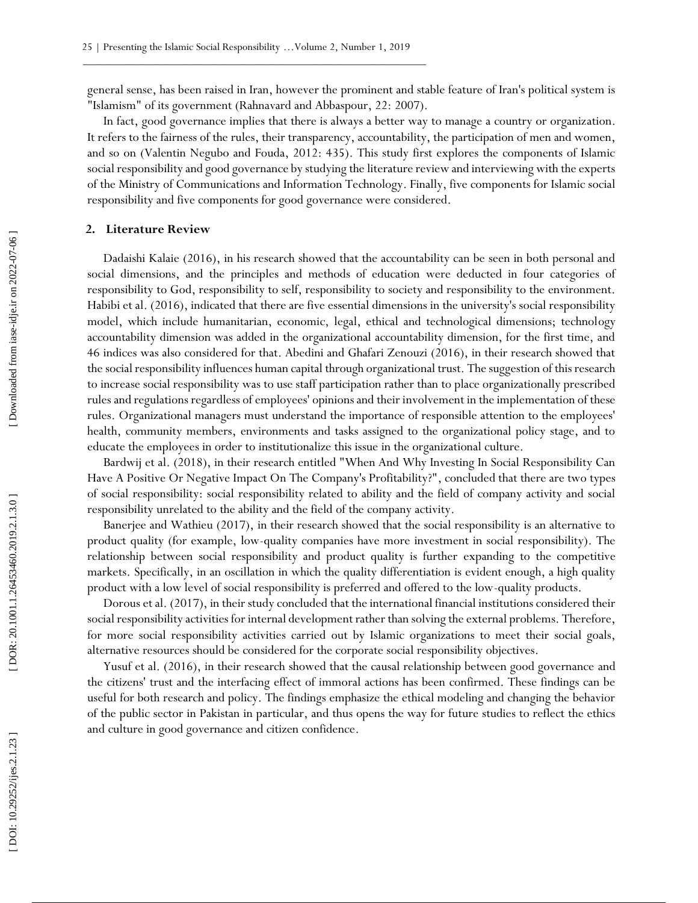general sense, has been raised in Iran, however the prominent and stable feature of Iran's political system is "Islamism" of its government (Rahnavard and Abbaspour, 22: 2007).

In fact, good governance implies that there is always a better way to manage a country or organization. It refers to the fairness of the rules, their transparency, accountability, the participation of men and women, and so on (Valentin Negubo and Fouda, 2012: 435). This study first explores the components of Islamic social responsibility and good governance by studying the literature review and interviewing with the experts of the Ministry of Communications and Information Technology. Finally, five components for Islamic social responsibility and five components for good governance were considered.

## 2. Literature Review

Dadaishi Kalaie (2016), in his research showed that the accountability can be seen in both personal and social dimensions, and the principles and methods of education were deducted in four categories of responsibility to God, responsibility to self, responsibility to society and responsibility to the environment. Habibi et al. (2016), indicated that there are five essential dimensions in the university's social responsibility model, which include humanitarian, economic, legal, ethical and technological dimensions; technology accountability dimension was added in the organizational accountability dimension, for the first time, and 46 indices was also considered for that. Abedini and Ghafari Zenouzi (2016), in their research showed that the social responsibility influences human capital through organizational trust. The suggestion of this research to increase social responsibility was to use staff participation rather than to place organizationally prescribed rules and regulations regardless of employees' opinions and their involvement in the implementation of these rules. Organizational managers must understand the importance of responsible attention to the employees' health, community members, environments and tasks assigned to the organizational policy stage, and to educate the employees in order to institutionalize this issue in the organizational culture.

Bardwij et al. (2018), in their research entitled "When And Why Investing In Social Responsibility Can Have A Positive Or Negative Impact On The Company's Profitability?", concluded that there are two types of social responsibility: social responsibility related to ability and the field of company activity and social responsibility unrelated to the ability and the field of the company activity.

Banerjee and Wathieu (2017), in their research showed that the social responsibility is an alternative to product quality (for example, low-quality companies have more investment in social responsibility). The relationship between social responsibility and product quality is further expanding to the competitive markets. Specifically, in an oscillation in which the quality differentiation is evident enough, a high quality product with a low level of social responsibility is preferred and offered to the low-quality products.

Dorous et al. (2017), in their study concluded that the international financial institutions considered their social responsibility activities for internal development rather than solving the external problems. Therefore, for more social responsibility activities carried out by Islamic organizations to meet their social goals, alternative resources should be considered for the corporate social responsibility objectives.

Yusuf et al. (2016), in their research showed that the causal relationship between good governance and the citizens' trust and the interfacing effect of immoral actions has been confirmed. These findings can be useful for both research and policy. The findings emphasize the ethical modeling and changing the behavior of the public sector in Pakistan in particular, and thus opens the way for future studies to reflect the ethics and culture in good governance and citizen confidence.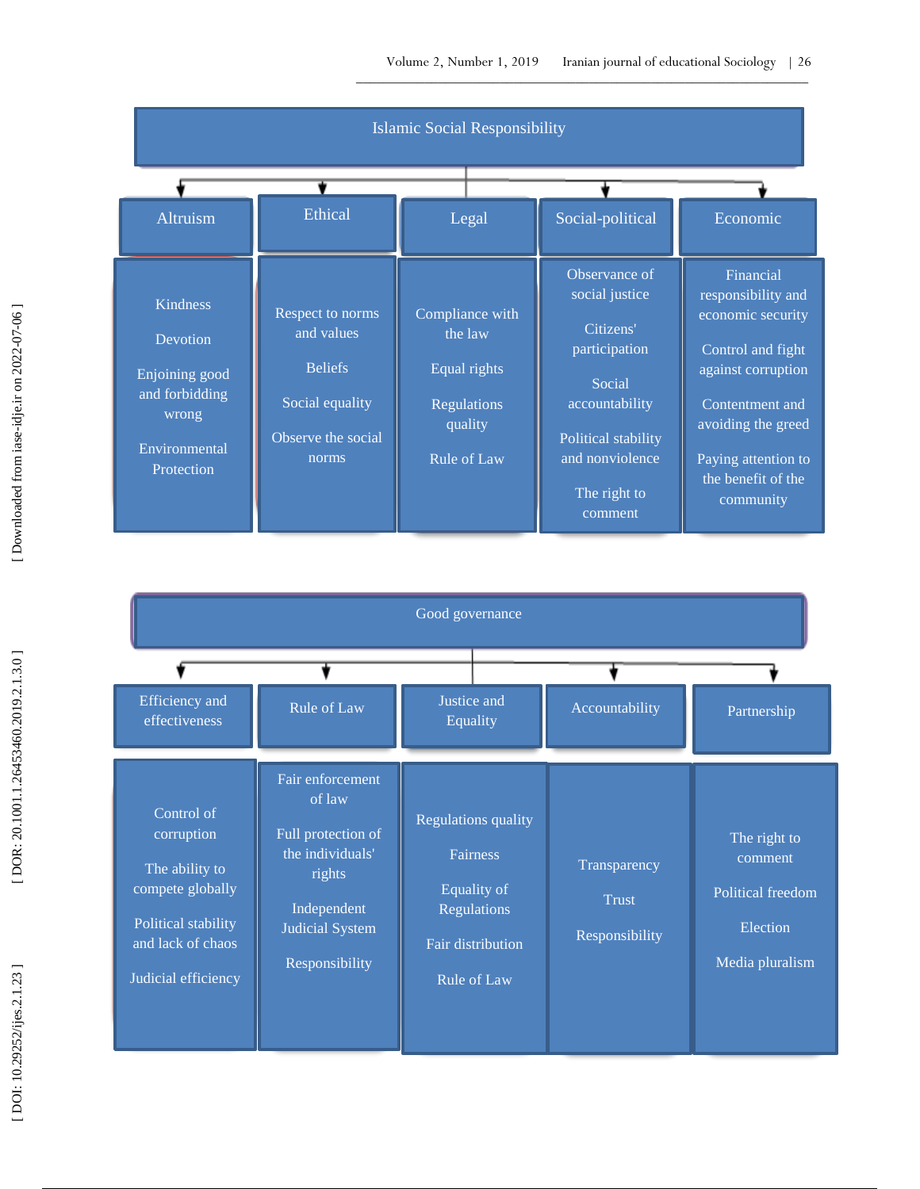Islamic Social Responsibility

| Altruism | Ethical | Legal | Social-political | Economic |
|---|---|---|---|---|
| Kindness<br>Devotion<br>Enjoining good and forbidding wrong<br>Environmental Protection | Respect to norms and values<br>Beliefs<br>Social equality<br>Observe the social norms | Compliance with the law<br>Equal rights<br>Regulations quality<br>Rule of Law | Observance of social justice<br>Citizens' participation<br>Social accountability<br>Political stability and nonviolence<br>The right to comment | Financial responsibility and economic security<br>Control and fight against corruption<br>Contentment and avoiding the greed<br>Paying attention to the benefit of the community |

Good governance

| Efficiency and effectiveness | Rule of Law | Justice and Equality | Accountability | Partnership |
|---|---|---|---|---|
| Control of corruption<br>The ability to compete globally<br>Political stability and lack of chaos<br>Judicial efficiency | Fair enforcement of law<br>Full protection of the individuals' rights<br>Independent Judicial System<br>Responsibility | Regulations quality<br>Fairness<br>Equality of Regulations<br>Fair distribution<br>Rule of Law | Transparency<br>Trust<br>Responsibility | The right to comment<br>Political freedom<br>Election<br>Media pluralism |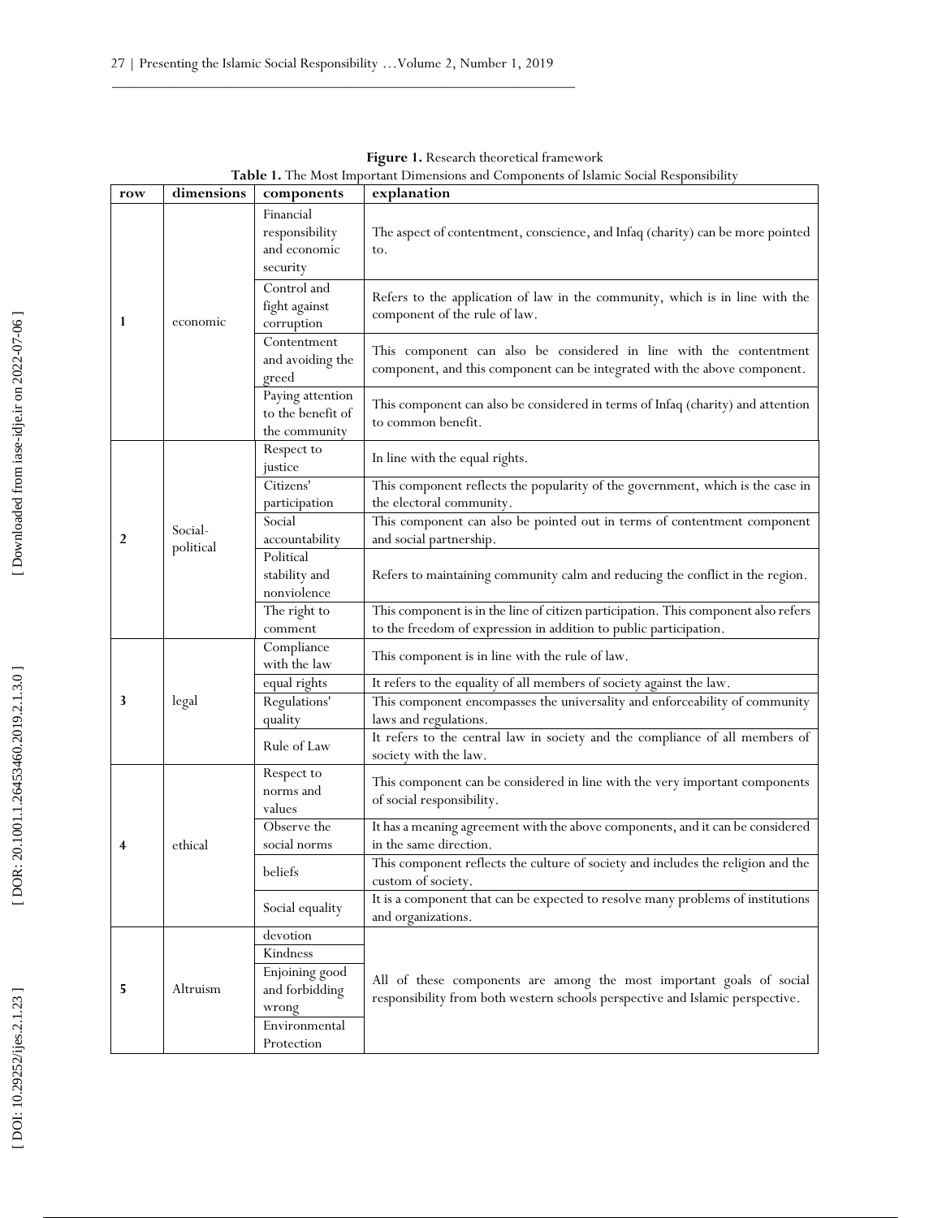**Figure 1.** Research theoretical framework

**Table 1.** The Most Important Dimensions and Components of Islamic Social Responsibility

| row | dimensions | components | explanation |
|---|---|---|---|
| 1 | economic | Financial responsibility and economic security | The aspect of contentment, conscience, and Infaq (charity) can be more pointed to. |
| | | Control and fight against corruption | Refers to the application of law in the community, which is in line with the component of the rule of law. |
| | | Contentment and avoiding the greed | This component can also be considered in line with the contentment component, and this component can be integrated with the above component. |
| | | Paying attention to the benefit of the community | This component can also be considered in terms of Infaq (charity) and attention to common benefit. |
| 2 | Social-political | Respect to justice | In line with the equal rights. |
| | | Citizens' participation | This component reflects the popularity of the government, which is the case in the electoral community. |
| | | Social accountability | This component can also be pointed out in terms of contentment component and social partnership. |
| | | Political stability and nonviolence | Refers to maintaining community calm and reducing the conflict in the region. |
| | | The right to comment | This component is in the line of citizen participation. This component also refers to the freedom of expression in addition to public participation. |
| 3 | legal | Compliance with the law | This component is in line with the rule of law. |
| | | equal rights | It refers to the equality of all members of society against the law. |
| | | Regulations' quality | This component encompasses the universality and enforceability of community laws and regulations. |
| | | Rule of Law | It refers to the central law in society and the compliance of all members of society with the law. |
| 4 | ethical | Respect to norms and values | This component can be considered in line with the very important components of social responsibility. |
| | | Observe the social norms | It has a meaning agreement with the above components, and it can be considered in the same direction. |
| | | beliefs | This component reflects the culture of society and includes the religion and the custom of society. |
| | | Social equality | It is a component that can be expected to resolve many problems of institutions and organizations. |
| 5 | Altruism | devotion | All of these components are among the most important goals of social responsibility from both western schools perspective and Islamic perspective. |
| | | Kindness | |
| | | Enjoining good and forbidding wrong | |
| | | Environmental Protection | |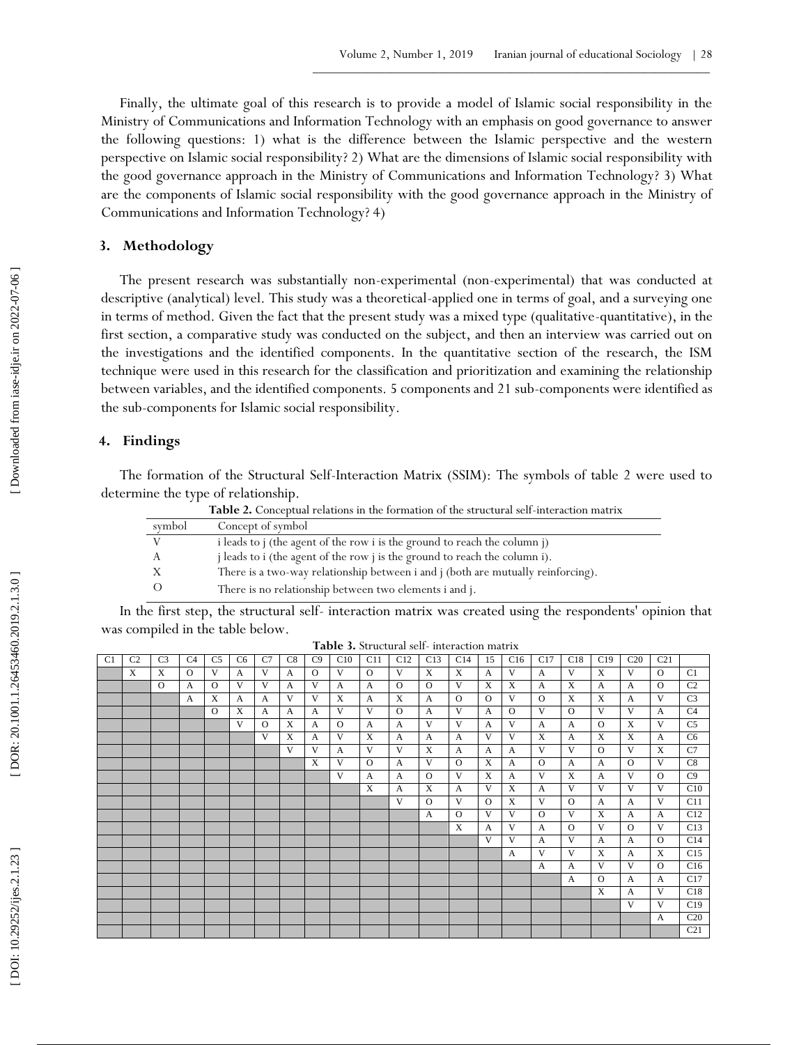Finally, the ultimate goal of this research is to provide a model of Islamic social responsibility in the Ministry of Communications and Information Technology with an emphasis on good governance to answer the following questions: 1) what is the difference between the Islamic perspective and the western perspective on Islamic social responsibility? 2) What are the dimensions of Islamic social responsibility with the good governance approach in the Ministry of Communications and Information Technology? 3) What are the components of Islamic social responsibility with the good governance approach in the Ministry of Communications and Information Technology? 4)

## 3. Methodology

The present research was substantially non-experimental (non-experimental) that was conducted at descriptive (analytical) level. This study was a theoretical-applied one in terms of goal, and a surveying one in terms of method. Given the fact that the present study was a mixed type (qualitative-quantitative), in the first section, a comparative study was conducted on the subject, and then an interview was carried out on the investigations and the identified components. In the quantitative section of the research, the ISM technique were used in this research for the classification and prioritization and examining the relationship between variables, and the identified components. 5 components and 21 sub-components were identified as the sub-components for Islamic social responsibility.

## 4. Findings

The formation of the Structural Self-Interaction Matrix (SSIM): The symbols of table 2 were used to determine the type of relationship.

**Table 2.** Conceptual relations in the formation of the structural self-interaction matrix

| symbol | Concept of symbol |
|---|---|
| V | i leads to j (the agent of the row i is the ground to reach the column j) |
| A | j leads to i (the agent of the row j is the ground to reach the column i). |
| X | There is a two-way relationship between i and j (both are mutually reinforcing). |
| O | There is no relationship between two elements i and j. |

In the first step, the structural self- interaction matrix was created using the respondents' opinion that was compiled in the table below.

**Table 3.** Structural self- interaction matrix

| C1 | C2 | C3 | C4 | C5 | C6 | C7 | C8 | C9 | C10 | C11 | C12 | C13 | C14 | 15 | C16 | C17 | C18 | C19 | C20 | C21 | |
|---|---|---|---|---|---|---|---|---|---|---|---|---|---|---|---|---|---|---|---|---|---|
| | X | X | O | V | A | V | A | O | V | O | V | X | X | A | V | A | V | X | V | O | C1 |
| | | O | A | O | V | V | A | V | A | A | O | O | V | X | X | A | X | A | A | O | C2 |
| | | | A | X | A | A | V | V | X | A | X | A | O | O | V | O | X | X | A | V | C3 |
| | | | | O | X | A | A | A | V | V | O | A | V | A | O | V | O | V | V | A | C4 |
| | | | | | V | O | X | A | O | A | A | V | V | A | V | A | A | O | X | V | C5 |
| | | | | | | V | X | A | V | X | A | A | A | V | V | X | A | X | X | A | C6 |
| | | | | | | | V | V | A | V | V | X | A | A | A | V | V | O | V | X | C7 |
| | | | | | | | | X | V | O | A | V | O | X | A | O | A | A | O | V | C8 |
| | | | | | | | | | V | A | A | O | V | X | A | V | X | A | V | O | C9 |
| | | | | | | | | | | X | A | X | A | V | X | A | V | V | V | V | C10 |
| | | | | | | | | | | | V | O | V | O | X | V | O | A | A | V | C11 |
| | | | | | | | | | | | | A | O | V | V | O | V | X | A | A | C12 |
| | | | | | | | | | | | | | X | A | V | A | O | V | O | V | C13 |
| | | | | | | | | | | | | | | V | V | A | V | A | A | O | C14 |
| | | | | | | | | | | | | | | | A | V | V | X | A | X | C15 |
| | | | | | | | | | | | | | | | | A | A | V | V | O | C16 |
| | | | | | | | | | | | | | | | | | A | O | A | A | C17 |
| | | | | | | | | | | | | | | | | | | X | A | V | C18 |
| | | | | | | | | | | | | | | | | | | | V | V | C19 |
| | | | | | | | | | | | | | | | | | | | | A | C20 |
| | | | | | | | | | | | | | | | | | | | | | C21 |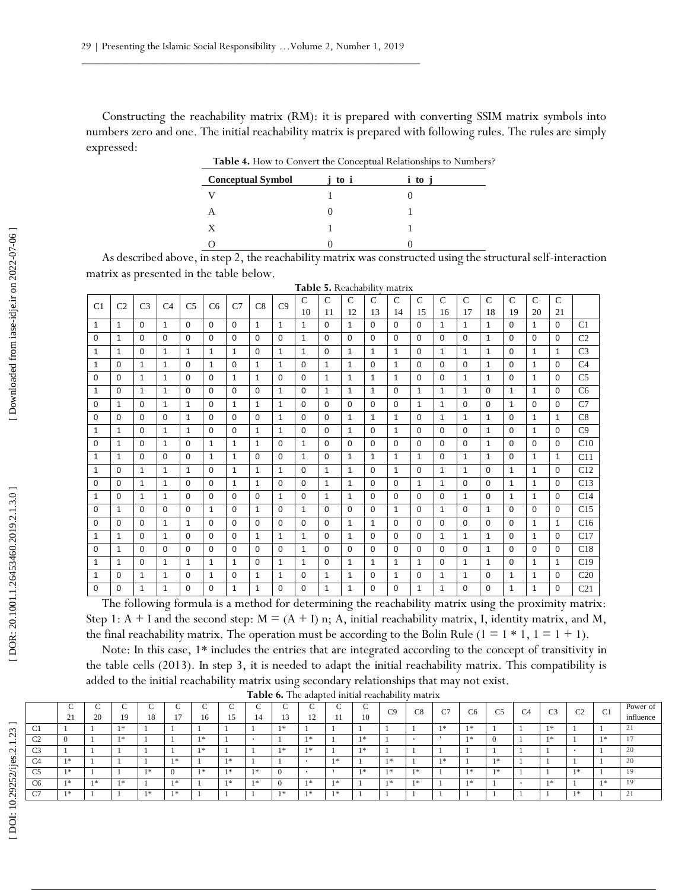Constructing the reachability matrix (RM): it is prepared with converting SSIM matrix symbols into numbers zero and one. The initial reachability matrix is prepared with following rules. The rules are simply expressed:

**Table 4.** How to Convert the Conceptual Relationships to Numbers?

| Conceptual Symbol | j to i | i to j |
|---|---|---|
| V | 1 | 0 |
| A | 0 | 1 |
| X | 1 | 1 |
| O | 0 | 0 |

As described above, in step 2, the reachability matrix was constructed using the structural self-interaction matrix as presented in the table below.

**Table 5.** Reachability matrix

| C1 | C2 | C3 | C4 | C5 | C6 | C7 | C8 | C9 | C 10 | C 11 | C 12 | C 13 | C 14 | C 15 | C 16 | C 17 | C 18 | C 19 | C 20 | C 21 | |
|---|---|---|---|---|---|---|---|---|---|---|---|---|---|---|---|---|---|---|---|---|---|
| 1 | 1 | 0 | 1 | 0 | 0 | 0 | 1 | 1 | 1 | 0 | 1 | 0 | 0 | 0 | 1 | 1 | 1 | 0 | 1 | 0 | C1 |
| 0 | 1 | 0 | 0 | 0 | 0 | 0 | 0 | 0 | 1 | 0 | 0 | 0 | 0 | 0 | 0 | 0 | 1 | 0 | 0 | 0 | C2 |
| 1 | 1 | 0 | 1 | 1 | 1 | 1 | 0 | 1 | 1 | 0 | 1 | 1 | 1 | 0 | 1 | 1 | 1 | 0 | 1 | 1 | C3 |
| 1 | 0 | 1 | 1 | 0 | 1 | 0 | 1 | 1 | 0 | 1 | 1 | 0 | 1 | 0 | 0 | 0 | 1 | 0 | 1 | 0 | C4 |
| 0 | 0 | 1 | 1 | 0 | 0 | 1 | 1 | 0 | 0 | 1 | 1 | 1 | 1 | 0 | 0 | 1 | 1 | 0 | 1 | 0 | C5 |
| 1 | 0 | 1 | 1 | 0 | 0 | 0 | 0 | 1 | 0 | 1 | 1 | 1 | 0 | 1 | 1 | 1 | 0 | 1 | 1 | 0 | C6 |
| 0 | 1 | 0 | 1 | 1 | 0 | 1 | 1 | 1 | 0 | 0 | 0 | 0 | 0 | 1 | 1 | 0 | 0 | 1 | 0 | 0 | C7 |
| 0 | 0 | 0 | 0 | 1 | 0 | 0 | 0 | 1 | 0 | 0 | 1 | 1 | 1 | 0 | 1 | 1 | 1 | 0 | 1 | 1 | C8 |
| 1 | 1 | 0 | 1 | 1 | 0 | 0 | 1 | 1 | 0 | 0 | 1 | 0 | 1 | 0 | 0 | 0 | 1 | 0 | 1 | 0 | C9 |
| 0 | 1 | 0 | 1 | 0 | 1 | 1 | 1 | 0 | 1 | 0 | 0 | 0 | 0 | 0 | 0 | 0 | 1 | 0 | 0 | 0 | C10 |
| 1 | 1 | 0 | 0 | 0 | 1 | 1 | 0 | 0 | 1 | 0 | 1 | 1 | 1 | 1 | 0 | 1 | 1 | 0 | 1 | 1 | C11 |
| 1 | 0 | 1 | 1 | 1 | 0 | 1 | 1 | 1 | 0 | 1 | 1 | 0 | 1 | 0 | 1 | 1 | 0 | 1 | 1 | 0 | C12 |
| 0 | 0 | 1 | 1 | 0 | 0 | 1 | 1 | 0 | 0 | 1 | 1 | 0 | 0 | 1 | 1 | 0 | 0 | 1 | 1 | 0 | C13 |
| 1 | 0 | 1 | 1 | 0 | 0 | 0 | 0 | 1 | 0 | 1 | 1 | 0 | 0 | 0 | 0 | 1 | 0 | 1 | 1 | 0 | C14 |
| 0 | 1 | 0 | 0 | 0 | 1 | 0 | 1 | 0 | 1 | 0 | 0 | 0 | 1 | 0 | 1 | 0 | 1 | 0 | 0 | 0 | C15 |
| 0 | 0 | 0 | 1 | 1 | 0 | 0 | 0 | 0 | 0 | 0 | 1 | 1 | 0 | 0 | 0 | 0 | 0 | 0 | 1 | 1 | C16 |
| 1 | 1 | 0 | 1 | 0 | 0 | 0 | 1 | 1 | 1 | 0 | 1 | 0 | 0 | 0 | 1 | 1 | 1 | 0 | 1 | 0 | C17 |
| 0 | 1 | 0 | 0 | 0 | 0 | 0 | 0 | 0 | 1 | 0 | 0 | 0 | 0 | 0 | 0 | 0 | 1 | 0 | 0 | 0 | C18 |
| 1 | 1 | 0 | 1 | 1 | 1 | 1 | 0 | 1 | 1 | 0 | 1 | 1 | 1 | 1 | 0 | 1 | 1 | 0 | 1 | 1 | C19 |
| 1 | 0 | 1 | 1 | 0 | 1 | 0 | 1 | 1 | 0 | 1 | 1 | 0 | 1 | 0 | 1 | 1 | 0 | 1 | 1 | 0 | C20 |
| 0 | 0 | 1 | 1 | 0 | 0 | 1 | 1 | 0 | 0 | 1 | 1 | 0 | 0 | 1 | 1 | 0 | 0 | 1 | 1 | 0 | C21 |

The following formula is a method for determining the reachability matrix using the proximity matrix: Step 1: A + I and the second step: M = (A + I) n; A, initial reachability matrix, I, identity matrix, and M, the final reachability matrix. The operation must be according to the Bolin Rule (1 = 1 * 1, 1 = 1 + 1).

Note: In this case, 1* includes the entries that are integrated according to the concept of transitivity in the table cells (2013). In step 3, it is needed to adapt the initial reachability matrix. This compatibility is added to the initial reachability matrix using secondary relationships that may not exist.

**Table 6.** The adapted initial reachability matrix

| | C 21 | C 20 | C 19 | C 18 | C 17 | C 16 | C 15 | C 14 | C 13 | C 12 | C 11 | C 10 | C9 | C8 | C7 | C6 | C5 | C4 | C3 | C2 | C1 | Power of influence |
|---|---|---|---|---|---|---|---|---|---|---|---|---|---|---|---|---|---|---|---|---|---|---|
| C1 | 1 | 1 | 1* | 1 | 1 | 1 | 1 | 1 | 1* | 1 | 1 | 1 | 1 | 1 | 1* | 1* | 1 | 1 | 1* | 1 | 1 | 21 |
| C2 | 0 | 1 | 1* | 1 | 1 | 1* | 1 | ٠ | 1 | 1* | 1 | 1* | 1 | ٠ | ١ | 1* | 0 | 1 | 1* | 1 | 1* | 17 |
| C3 | 1 | 1 | 1 | 1 | 1 | 1* | 1 | 1 | 1* | 1* | 1 | 1* | 1 | 1 | 1 | 1 | 1 | 1 | 1 | ٠ | 1 | 20 |
| C4 | 1* | 1 | 1 | 1 | 1* | 1 | 1* | 1 | 1 | ٠ | 1* | 1 | 1* | 1 | 1* | 1 | 1* | 1 | 1 | 1 | 1 | 20 |
| C5 | 1* | 1 | 1 | 1* | 0 | 1* | 1* | 1* | 0 | ٠ | ١ | 1* | 1* | 1* | 1 | 1* | 1* | 1 | 1 | 1* | 1 | 19 |
| C6 | 1* | 1* | 1* | 1 | 1* | 1 | 1* | 1* | 0 | 1* | 1* | 1 | 1* | 1* | 1 | 1* | 1 | ٠ | 1* | 1 | 1* | 19 |
| C7 | 1* | 1 | 1 | 1* | 1* | 1 | 1 | 1 | 1* | 1* | 1* | 1 | 1 | 1 | 1 | 1 | 1 | 1 | 1 | 1* | 1 | 21 |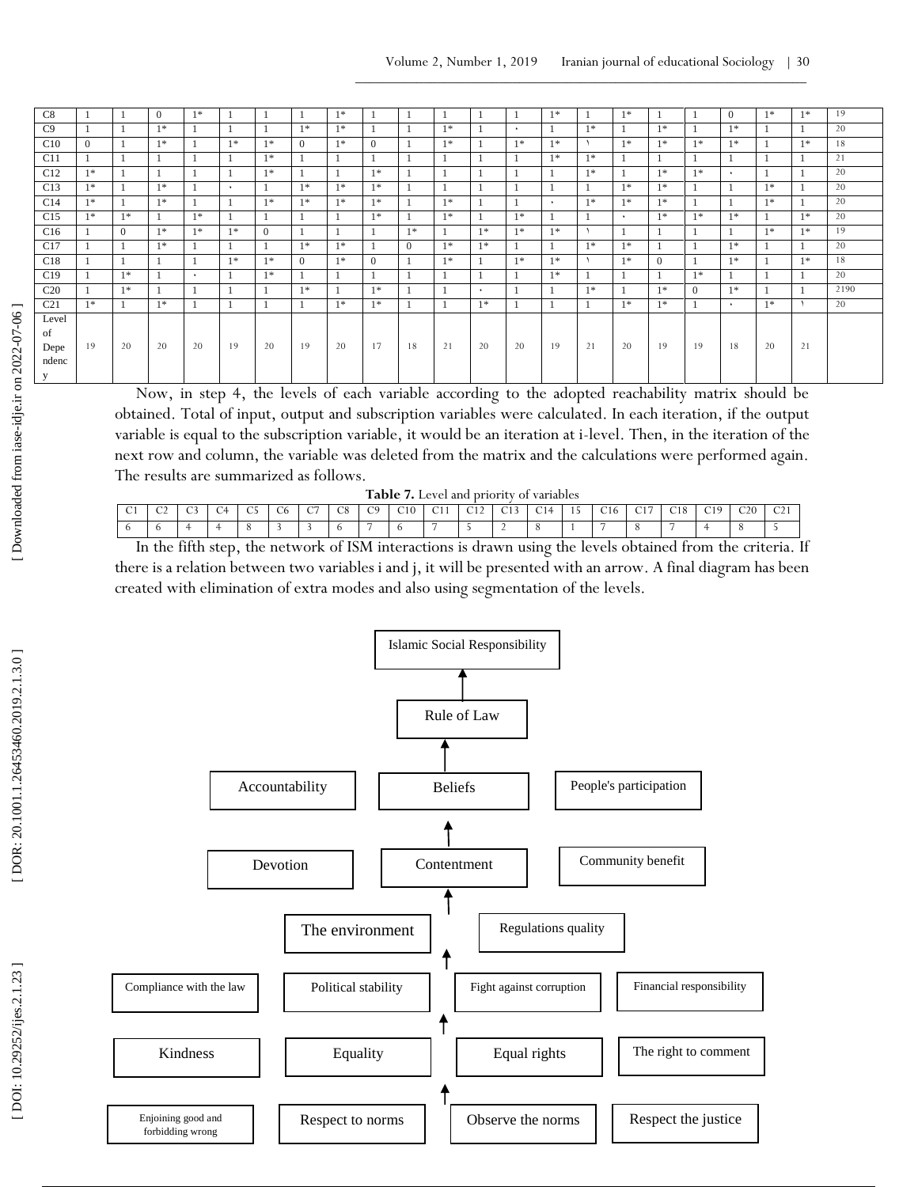| C8 | 1 | 1 | 0 | 1* | 1 | 1 | 1 | 1* | 1 | 1 | 1 | 1 | 1 | 1* | 1 | 1* | 1 | 1 | 0 | 1* | 1* | 19 |
|---|---|---|---|---|---|---|---|---|---|---|---|---|---|---|---|---|---|---|---|---|---|---|
| C9 | 1 | 1 | 1* | 1 | 1 | 1 | 1* | 1* | 1 | 1 | 1* | 1 | ٠ | 1 | 1* | 1 | 1* | 1 | 1* | 1 | 1 | 20 |
| C10 | 0 | 1 | 1* | 1 | 1* | 1* | 0 | 1* | 0 | 1 | 1* | 1 | 1* | 1* | ١ | 1* | 1* | 1* | 1* | 1 | 1* | 18 |
| C11 | 1 | 1 | 1 | 1 | 1 | 1* | 1 | 1 | 1 | 1 | 1 | 1 | 1 | 1* | 1* | 1 | 1 | 1 | 1 | 1 | 1 | 21 |
| C12 | 1* | 1 | 1 | 1 | 1 | 1* | 1 | 1 | 1* | 1 | 1 | 1 | 1 | 1 | 1* | 1 | 1* | 1* | ٠ | 1 | 1 | 20 |
| C13 | 1* | 1 | 1* | 1 | ٠ | 1 | 1* | 1* | 1* | 1 | 1 | 1 | 1 | 1 | 1 | 1* | 1* | 1 | 1 | 1* | 1 | 20 |
| C14 | 1* | 1 | 1* | 1 | 1 | 1* | 1* | 1* | 1* | 1 | 1* | 1 | 1 | ٠ | 1* | 1* | 1* | 1 | 1 | 1* | 1 | 20 |
| C15 | 1* | 1* | 1 | 1* | 1 | 1 | 1 | 1 | 1* | 1 | 1* | 1 | 1* | 1 | 1 | ٠ | 1* | 1* | 1* | 1 | 1* | 20 |
| C16 | 1 | 0 | 1* | 1* | 1* | 0 | 1 | 1 | 1 | 1* | 1 | 1* | 1* | 1* | ١ | 1 | 1 | 1 | 1 | 1* | 1* | 19 |
| C17 | 1 | 1 | 1* | 1 | 1 | 1 | 1* | 1* | 1 | 0 | 1* | 1* | 1 | 1 | 1* | 1* | 1 | 1 | 1* | 1 | 1 | 20 |
| C18 | 1 | 1 | 1 | 1 | 1* | 1* | 0 | 1* | 0 | 1 | 1* | 1 | 1* | 1* | ١ | 1* | 0 | 1 | 1* | 1 | 1* | 18 |
| C19 | 1 | 1* | 1 | ٠ | 1 | 1* | 1 | 1 | 1 | 1 | 1 | 1 | 1 | 1* | 1 | 1 | 1 | 1* | 1 | 1 | 1 | 20 |
| C20 | 1 | 1* | 1 | 1 | 1 | 1 | 1* | 1 | 1* | 1 | 1 | ٠ | 1 | 1 | 1* | 1 | 1* | 0 | 1* | 1 | 1 | 2190 |
| C21 | 1* | 1 | 1* | 1 | 1 | 1 | 1 | 1* | 1* | 1 | 1 | 1* | 1 | 1 | 1 | 1* | 1* | 1 | ٠ | 1* | ١ | 20 |
| Level of Dependency | 19 | 20 | 20 | 20 | 19 | 20 | 19 | 20 | 17 | 18 | 21 | 20 | 20 | 19 | 21 | 20 | 19 | 19 | 18 | 20 | 21 | |

Now, in step 4, the levels of each variable according to the adopted reachability matrix should be obtained. Total of input, output and subscription variables were calculated. In each iteration, if the output variable is equal to the subscription variable, it would be an iteration at i-level. Then, in the iteration of the next row and column, the variable was deleted from the matrix and the calculations were performed again. The results are summarized as follows.

**Table 7.** Level and priority of variables

| C1 | C2 | C3 | C4 | C5 | C6 | C7 | C8 | C9 | C10 | C11 | C12 | C13 | C14 | 15 | C16 | C17 | C18 | C19 | C20 | C21 |
|---|---|---|---|---|---|---|---|---|---|---|---|---|---|---|---|---|---|---|---|---|
| 6 | 6 | 4 | 4 | 8 | 3 | 3 | 6 | 7 | 6 | 7 | 5 | 2 | 8 | 1 | 7 | 8 | 7 | 4 | 8 | 5 |

In the fifth step, the network of ISM interactions is drawn using the levels obtained from the criteria. If there is a relation between two variables i and j, it will be presented with an arrow. A final diagram has been created with elimination of extra modes and also using segmentation of the levels.

Islamic Social Responsibility

Rule of Law

Accountability | Beliefs | People's participation

Devotion | Contentment | Community benefit

The environment | Regulations quality

Compliance with the law | Political stability | Fight against corruption | Financial responsibility

Kindness | Equality | Equal rights | The right to comment

Enjoining good and forbidding wrong | Respect to norms | Observe the norms | Respect the justice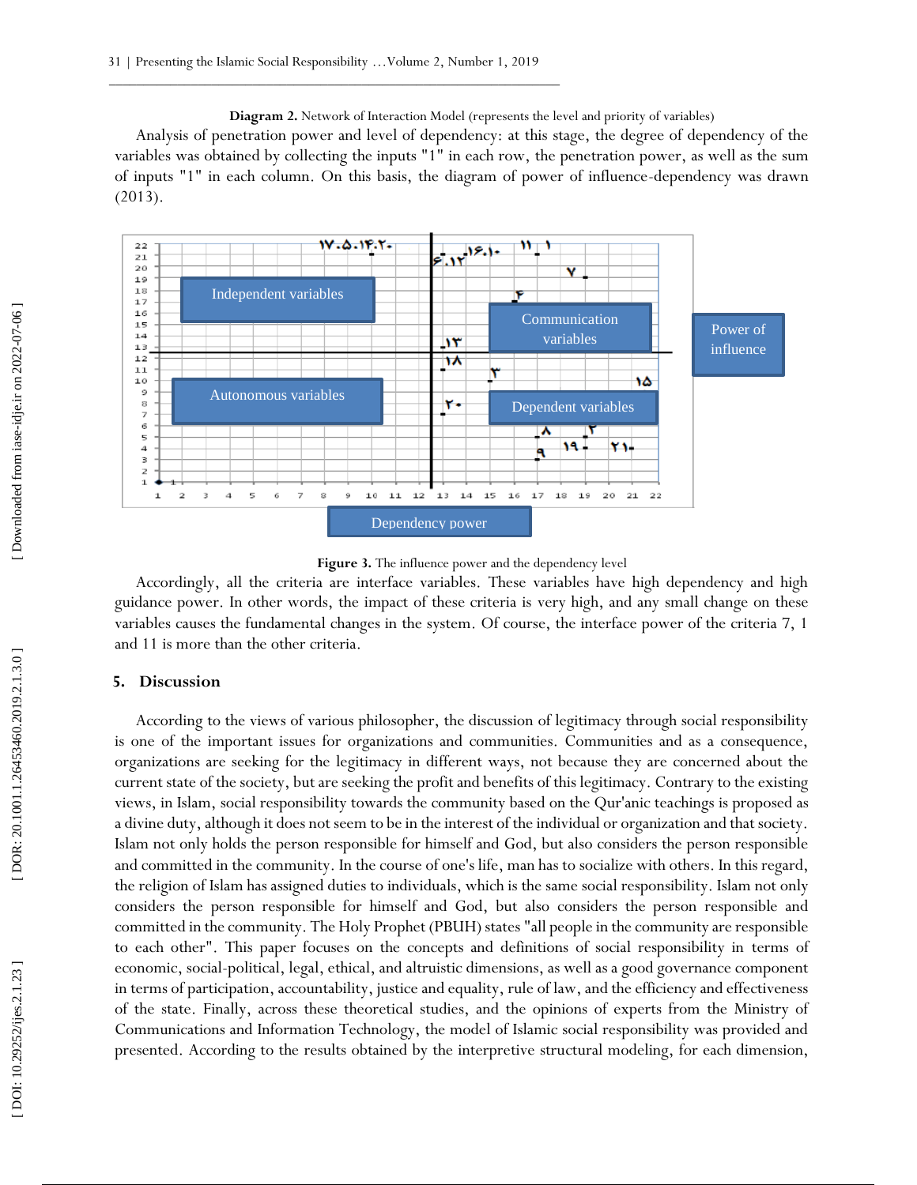**Diagram 2.** Network of Interaction Model (represents the level and priority of variables)

Analysis of penetration power and level of dependency: at this stage, the degree of dependency of the variables was obtained by collecting the inputs "1" in each row, the penetration power, as well as the sum of inputs "1" in each column. On this basis, the diagram of power of influence-dependency was drawn (2013).

**Figure 3.** The influence power and the dependency level

Accordingly, all the criteria are interface variables. These variables have high dependency and high guidance power. In other words, the impact of these criteria is very high, and any small change on these variables causes the fundamental changes in the system. Of course, the interface power of the criteria 7, 1 and 11 is more than the other criteria.

## 5. Discussion

According to the views of various philosopher, the discussion of legitimacy through social responsibility is one of the important issues for organizations and communities. Communities and as a consequence, organizations are seeking for the legitimacy in different ways, not because they are concerned about the current state of the society, but are seeking the profit and benefits of this legitimacy. Contrary to the existing views, in Islam, social responsibility towards the community based on the Qur'anic teachings is proposed as a divine duty, although it does not seem to be in the interest of the individual or organization and that society. Islam not only holds the person responsible for himself and God, but also considers the person responsible and committed in the community. In the course of one's life, man has to socialize with others. In this regard, the religion of Islam has assigned duties to individuals, which is the same social responsibility. Islam not only considers the person responsible for himself and God, but also considers the person responsible and committed in the community. The Holy Prophet (PBUH) states "all people in the community are responsible to each other". This paper focuses on the concepts and definitions of social responsibility in terms of economic, social-political, legal, ethical, and altruistic dimensions, as well as a good governance component in terms of participation, accountability, justice and equality, rule of law, and the efficiency and effectiveness of the state. Finally, across these theoretical studies, and the opinions of experts from the Ministry of Communications and Information Technology, the model of Islamic social responsibility was provided and presented. According to the results obtained by the interpretive structural modeling, for each dimension,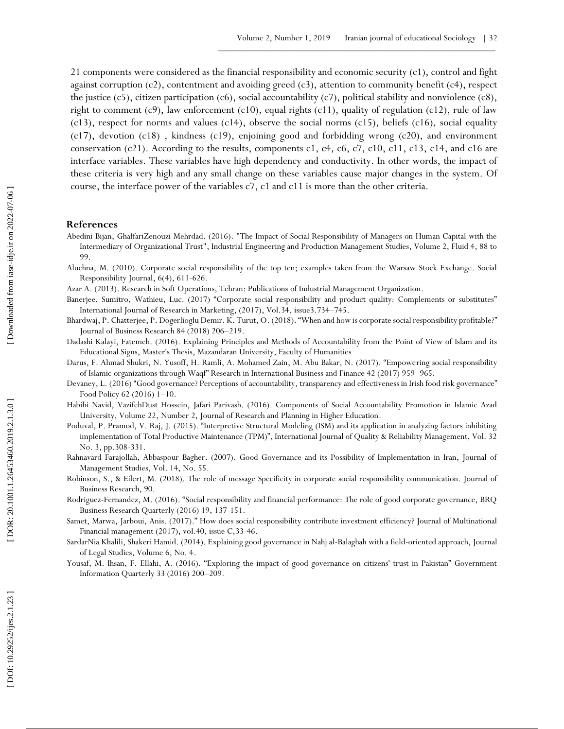21 components were considered as the financial responsibility and economic security (c1), control and fight against corruption (c2), contentment and avoiding greed (c3), attention to community benefit (c4), respect the justice (c5), citizen participation (c6), social accountability (c7), political stability and nonviolence (c8), right to comment (c9), law enforcement (c10), equal rights (c11), quality of regulation (c12), rule of law (c13), respect for norms and values (c14), observe the social norms (c15), beliefs (c16), social equality (c17), devotion (c18) , kindness (c19), enjoining good and forbidding wrong (c20), and environment conservation (c21). According to the results, components c1, c4, c6, c7, c10, c11, c13, c14, and c16 are interface variables. These variables have high dependency and conductivity. In other words, the impact of these criteria is very high and any small change on these variables cause major changes in the system. Of course, the interface power of the variables c7, c1 and c11 is more than the other criteria.

## References

Abedini Bijan, GhaffariZenouzi Mehrdad. (2016). "The Impact of Social Responsibility of Managers on Human Capital with the Intermediary of Organizational Trust", Industrial Engineering and Production Management Studies, Volume 2, Fluid 4, 88 to 99.

Aluchna, M. (2010). Corporate social responsibility of the top ten; examples taken from the Warsaw Stock Exchange. Social Responsibility Journal, 6(4), 611-626.

Azar A. (2013). Research in Soft Operations, Tehran: Publications of Industrial Management Organization.

Banerjee, Sumitro, Wathieu, Luc. (2017) "Corporate social responsibility and product quality: Complements or substitutes" International Journal of Research in Marketing, (2017), Vol.34, issue3.734–745.

Bhardwaj, P. Chatterjee, P. Dogerlioglu Demir. K. Turut, O. (2018). "When and how is corporate social responsibility profitable?" Journal of Business Research 84 (2018) 206–219.

Dadashi Kalayi, Fatemeh. (2016). Explaining Principles and Methods of Accountability from the Point of View of Islam and its Educational Signs, Master's Thesis, Mazandaran University, Faculty of Humanities

Darus, F. Ahmad Shukri, N. Yusoff, H. Ramli, A. Mohamed Zain, M. Abu Bakar, N. (2017). "Empowering social responsibility of Islamic organizations through Waqf" Research in International Business and Finance 42 (2017) 959–965.

Devaney, L. (2016) "Good governance? Perceptions of accountability, transparency and effectiveness in Irish food risk governance" Food Policy 62 (2016) 1–10.

Habibi Navid, VazifehDust Hossein, Jafari Parivash. (2016). Components of Social Accountability Promotion in Islamic Azad University, Volume 22, Number 2, Journal of Research and Planning in Higher Education.

Poduval, P. Pramod, V. Raj, J. (2015). "Interpretive Structural Modeling (ISM) and its application in analyzing factors inhibiting implementation of Total Productive Maintenance (TPM)", International Journal of Quality & Reliability Management, Vol. 32 No. 3, pp.308-331.

Rahnavard Farajollah, Abbaspour Bagher. (2007). Good Governance and its Possibility of Implementation in Iran, Journal of Management Studies, Vol. 14, No. 55.

Robinson, S., & Eilert, M. (2018). The role of message Specificity in corporate social responsibility communication. Journal of Business Research, 90.

Rodriguez-Fernandez, M. (2016). "Social responsibility and financial performance: The role of good corporate governance, BRQ Business Research Quarterly (2016) 19, 137-151.

Samet, Marwa, Jarboui, Anis. (2017)." How does social responsibility contribute investment efficiency? Journal of Multinational Financial management (2017), vol.40, issue C,33-46.

SardarNia Khalili, Shakeri Hamid. (2014). Explaining good governance in Nahj al-Balaghah with a field-oriented approach, Journal of Legal Studies, Volume 6, No. 4.

Yousaf, M. Ihsan, F. Ellahi, A. (2016). "Exploring the impact of good governance on citizens' trust in Pakistan" Government Information Quarterly 33 (2016) 200–209.